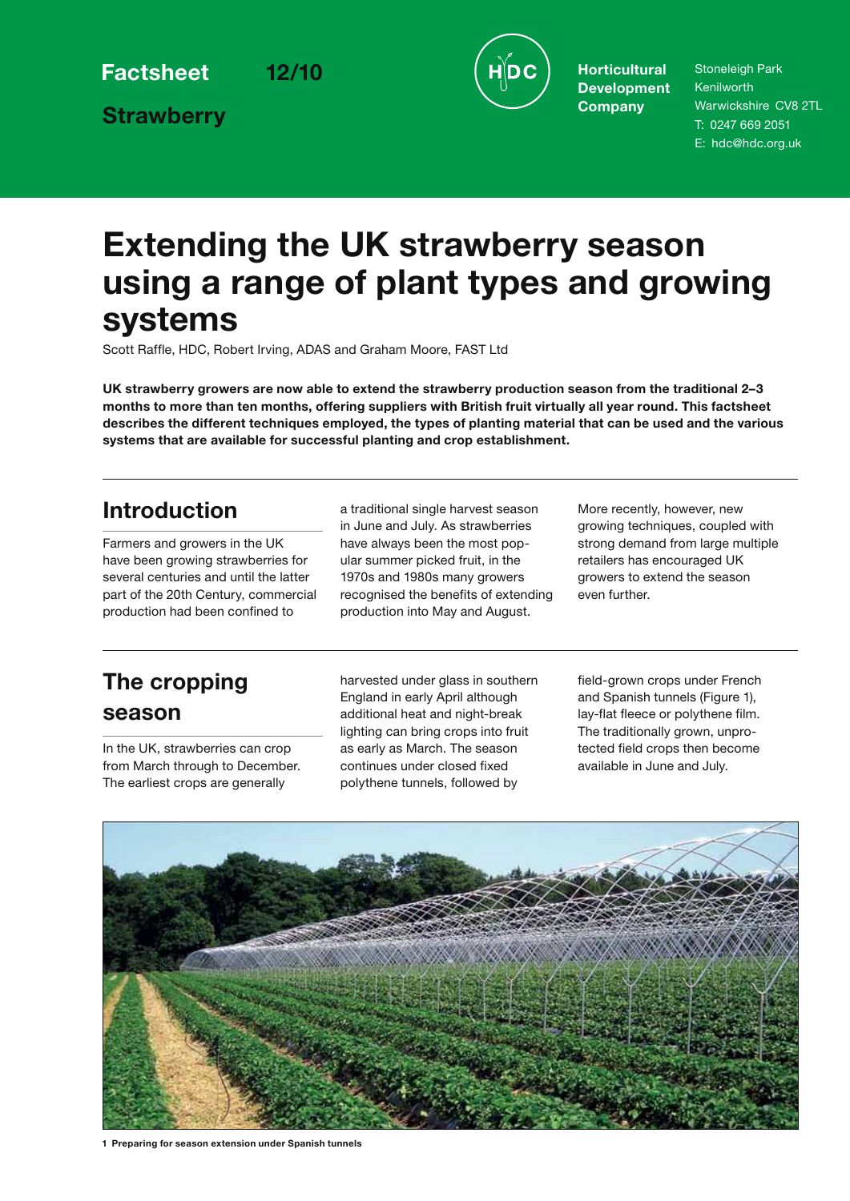Factsheet 12/10

Strawberry

Horticultural Development Company

Stoneleigh Park
Kenilworth
Warwickshire CV8 2TL
T: 0247 669 2051
E: hdc@hdc.org.uk

# Extending the UK strawberry season using a range of plant types and growing systems

Scott Raffle, HDC, Robert Irving, ADAS and Graham Moore, FAST Ltd

**UK strawberry growers are now able to extend the strawberry production season from the traditional 2–3 months to more than ten months, offering suppliers with British fruit virtually all year round. This factsheet describes the different techniques employed, the types of planting material that can be used and the various systems that are available for successful planting and crop establishment.**

## Introduction

Farmers and growers in the UK have been growing strawberries for several centuries and until the latter part of the 20th Century, commercial production had been confined to a traditional single harvest season in June and July. As strawberries have always been the most popular summer picked fruit, in the 1970s and 1980s many growers recognised the benefits of extending production into May and August.

More recently, however, new growing techniques, coupled with strong demand from large multiple retailers has encouraged UK growers to extend the season even further.

## The cropping season

In the UK, strawberries can crop from March through to December. The earliest crops are generally harvested under glass in southern England in early April although additional heat and night-break lighting can bring crops into fruit as early as March. The season continues under closed fixed polythene tunnels, followed by field-grown crops under French and Spanish tunnels (Figure 1), lay-flat fleece or polythene film. The traditionally grown, unprotected field crops then become available in June and July.

1 Preparing for season extension under Spanish tunnels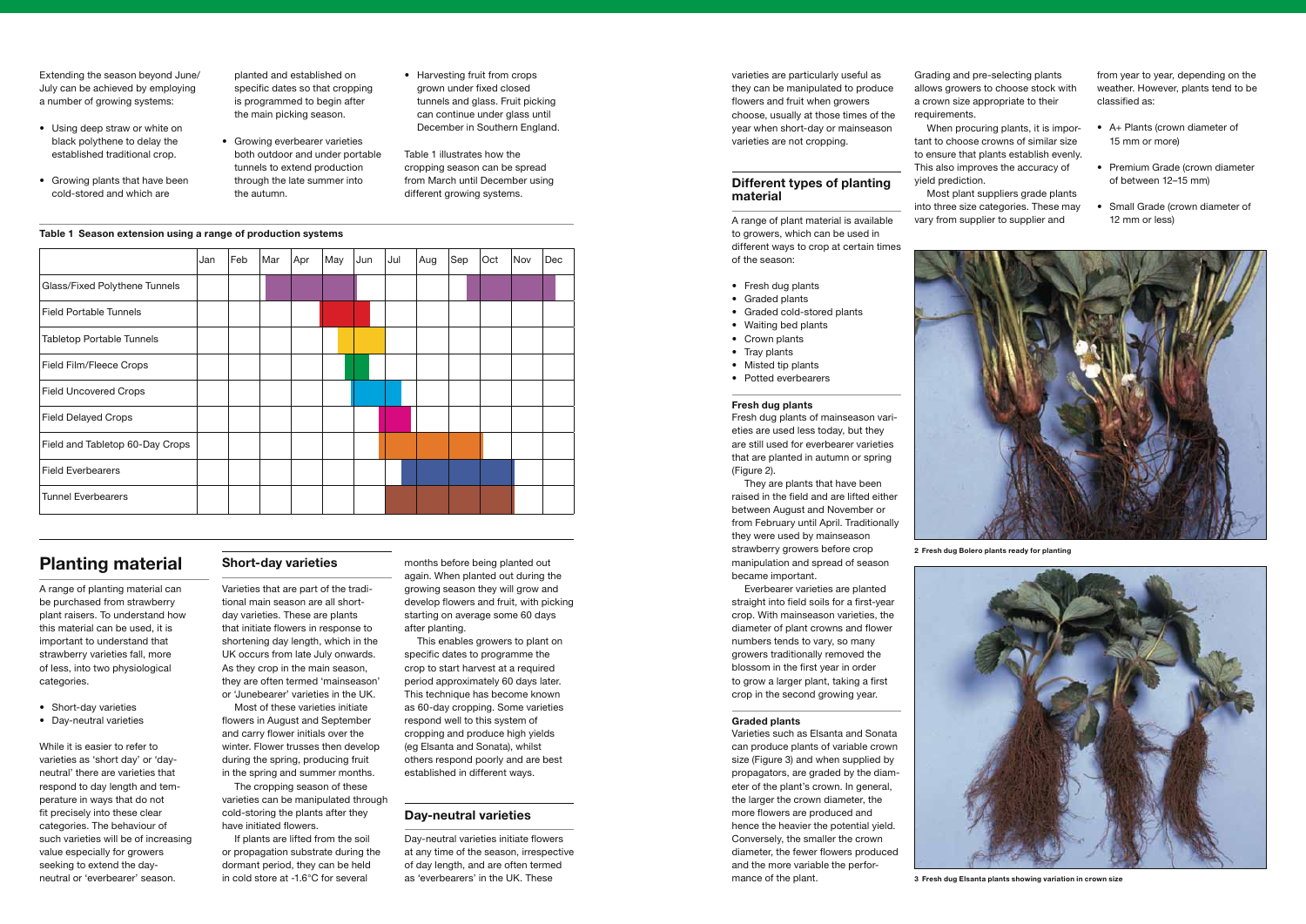Extending the season beyond June/July can be achieved by employing a number of growing systems:

- Using deep straw or white on black polythene to delay the established traditional crop.
- Growing plants that have been cold-stored and which are planted and established on specific dates so that cropping is programmed to begin after the main picking season.
- Growing everbearer varieties both outdoor and under portable tunnels to extend production through the late summer into the autumn.
- Harvesting fruit from crops grown under fixed closed tunnels and glass. Fruit picking can continue under glass until December in Southern England.

Table 1 illustrates how the cropping season can be spread from March until December using different growing systems.

**Table 1 Season extension using a range of production systems**

| | Jan | Feb | Mar | Apr | May | Jun | Jul | Aug | Sep | Oct | Nov | Dec |
|---|---|---|---|---|---|---|---|---|---|---|---|---|
| Glass/Fixed Polythene Tunnels | | | ■ | ■ | ■ | | | | ■ | ■ | ■ | ■ |
| Field Portable Tunnels | | | | | ■ | ■ | | | | | | |
| Tabletop Portable Tunnels | | | | | ■ | ■ | | | | | | |
| Field Film/Fleece Crops | | | | | ■ | ■ | | | | | | |
| Field Uncovered Crops | | | | | | ■ | ■ | | | | | |
| Field Delayed Crops | | | | | | | ■ | | | | | |
| Field and Tabletop 60-Day Crops | | | | | | | ■ | ■ | ■ | | | |
| Field Everbearers | | | | | | | ■ | ■ | ■ | ■ | | |
| Tunnel Everbearers | | | | | | | ■ | ■ | ■ | ■ | | |

## Planting material

A range of planting material can be purchased from strawberry plant raisers. To understand how this material can be used, it is important to understand that strawberry varieties fall, more of less, into two physiological categories.

- Short-day varieties
- Day-neutral varieties

While it is easier to refer to varieties as 'short day' or 'day-neutral' there are varieties that respond to day length and temperature in ways that do not fit precisely into these clear categories. The behaviour of such varieties will be of increasing value especially for growers seeking to extend the day-neutral or 'everbearer' season.

### Short-day varieties

Varieties that are part of the traditional main season are all short-day varieties. These are plants that initiate flowers in response to shortening day length, which in the UK occurs from late July onwards. As they crop in the main season, they are often termed 'mainseason' or 'Junebearer' varieties in the UK.

Most of these varieties initiate flowers in August and September and carry flower initials over the winter. Flower trusses then develop during the spring, producing fruit in the spring and summer months.

The cropping season of these varieties can be manipulated through cold-storing the plants after they have initiated flowers.

If plants are lifted from the soil or propagation substrate during the dormant period, they can be held in cold store at -1.6°C for several months before being planted out again. When planted out during the growing season they will grow and develop flowers and fruit, with picking starting on average some 60 days after planting.

This enables growers to plant on specific dates to programme the crop to start harvest at a required period approximately 60 days later. This technique has become known as 60-day cropping. Some varieties respond well to this system of cropping and produce high yields (eg Elsanta and Sonata), whilst others respond poorly and are best established in different ways.

### Day-neutral varieties

Day-neutral varieties initiate flowers at any time of the season, irrespective of day length, and are often termed as 'everbearers' in the UK. These varieties are particularly useful as they can be manipulated to produce flowers and fruit when growers choose, usually at those times of the year when short-day or mainseason varieties are not cropping.

### Different types of planting material

A range of plant material is available to growers, which can be used in different ways to crop at certain times of the season:

- Fresh dug plants
- Graded plants
- Graded cold-stored plants
- Waiting bed plants
- Crown plants
- Tray plants
- Misted tip plants
- Potted everbearers

#### Fresh dug plants

Fresh dug plants of mainseason varieties are used less today, but they are still used for everbearer varieties that are planted in autumn or spring (Figure 2).

They are plants that have been raised in the field and are lifted either between August and November or from February until April. Traditionally they were used by mainseason strawberry growers before crop manipulation and spread of season became important.

Everbearer varieties are planted straight into field soils for a first-year crop. With mainseason varieties, the diameter of plant crowns and flower numbers tends to vary, so many growers traditionally removed the blossom in the first year in order to grow a larger plant, taking a first crop in the second growing year.

#### Graded plants

Varieties such as Elsanta and Sonata can produce plants of variable crown size (Figure 3) and when supplied by propagators, are graded by the diameter of the plant's crown. In general, the larger the crown diameter, the more flowers are produced and hence the heavier the potential yield. Conversely, the smaller the crown diameter, the fewer flowers produced and the more variable the performance of the plant.

Grading and pre-selecting plants allows growers to choose stock with a crown size appropriate to their requirements.

When procuring plants, it is important to choose crowns of similar size to ensure that plants establish evenly. This also improves the accuracy of yield prediction.

Most plant suppliers grade plants into three size categories. These may vary from supplier to supplier and from year to year, depending on the weather. However, plants tend to be classified as:

- A+ Plants (crown diameter of 15 mm or more)
- Premium Grade (crown diameter of between 12–15 mm)
- Small Grade (crown diameter of 12 mm or less)

**2 Fresh dug Bolero plants ready for planting**

**3 Fresh dug Elsanta plants showing variation in crown size**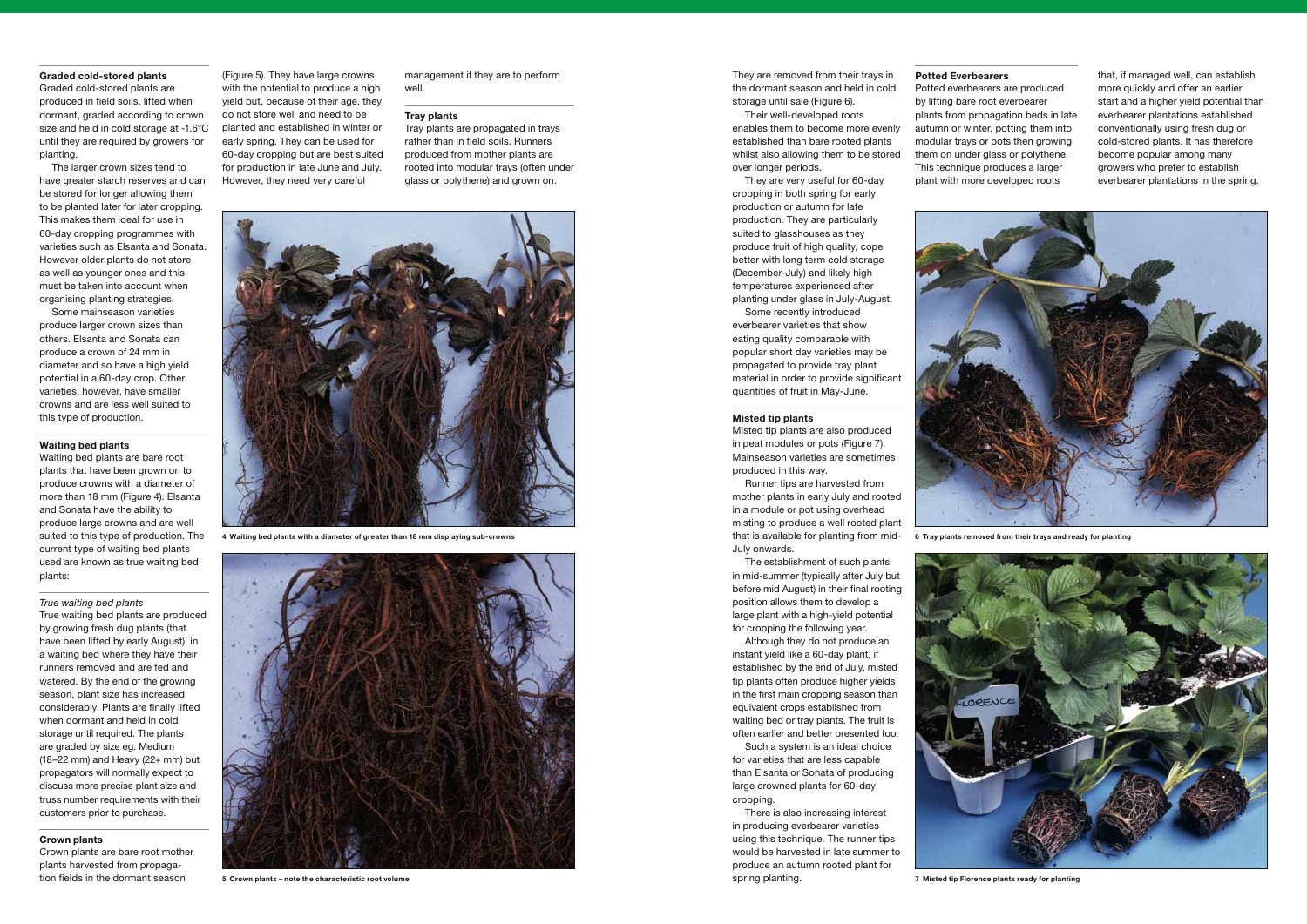### Graded cold-stored plants

Graded cold-stored plants are produced in field soils, lifted when dormant, graded according to crown size and held in cold storage at -1.6°C until they are required by growers for planting.

The larger crown sizes tend to have greater starch reserves and can be stored for longer allowing them to be planted later for later cropping. This makes them ideal for use in 60-day cropping programmes with varieties such as Elsanta and Sonata. However older plants do not store as well as younger ones and this must be taken into account when organising planting strategies.

Some mainseason varieties produce larger crown sizes than others. Elsanta and Sonata can produce a crown of 24 mm in diameter and so have a high yield potential in a 60-day crop. Other varieties, however, have smaller crowns and are less well suited to this type of production.

### Waiting bed plants

Waiting bed plants are bare root plants that have been grown on to produce crowns with a diameter of more than 18 mm (Figure 4). Elsanta and Sonata have the ability to produce large crowns and are well suited to this type of production. The current type of waiting bed plants used are known as true waiting bed plants:

*True waiting bed plants*

True waiting bed plants are produced by growing fresh dug plants (that have been lifted by early August), in a waiting bed where they have their runners removed and are fed and watered. By the end of the growing season, plant size has increased considerably. Plants are finally lifted when dormant and held in cold storage until required. The plants are graded by size eg. Medium (18–22 mm) and Heavy (22+ mm) but propagators will normally expect to discuss more precise plant size and truss number requirements with their customers prior to purchase.

### Crown plants

Crown plants are bare root mother plants harvested from propagation fields in the dormant season (Figure 5). They have large crowns with the potential to produce a high yield but, because of their age, they do not store well and need to be planted and established in winter or early spring. They can be used for 60-day cropping but are best suited for production in late June and July. However, they need very careful management if they are to perform well.

### Tray plants

Tray plants are propagated in trays rather than in field soils. Runners produced from mother plants are rooted into modular trays (often under glass or polythene) and grown on.

4 Waiting bed plants with a diameter of greater than 18 mm displaying sub-crowns

5 Crown plants – note the characteristic root volume

They are removed from their trays in the dormant season and held in cold storage until sale (Figure 6).

Their well-developed roots enables them to become more evenly established than bare rooted plants whilst also allowing them to be stored over longer periods.

They are very useful for 60-day cropping in both spring for early production or autumn for late production. They are particularly suited to glasshouses as they produce fruit of high quality, cope better with long term cold storage (December-July) and likely high temperatures experienced after planting under glass in July-August.

Some recently introduced everbearer varieties that show eating quality comparable with popular short day varieties may be propagated to provide tray plant material in order to provide significant quantities of fruit in May-June.

### Misted tip plants

Misted tip plants are also produced in peat modules or pots (Figure 7). Mainseason varieties are sometimes produced in this way.

Runner tips are harvested from mother plants in early July and rooted in a module or pot using overhead misting to produce a well rooted plant that is available for planting from mid-July onwards.

The establishment of such plants in mid-summer (typically after July but before mid August) in their final rooting position allows them to develop a large plant with a high-yield potential for cropping the following year.

Although they do not produce an instant yield like a 60-day plant, if established by the end of July, misted tip plants often produce higher yields in the first main cropping season than equivalent crops established from waiting bed or tray plants. The fruit is often earlier and better presented too.

Such a system is an ideal choice for varieties that are less capable than Elsanta or Sonata of producing large crowned plants for 60-day cropping.

There is also increasing interest in producing everbearer varieties using this technique. The runner tips would be harvested in late summer to produce an autumn rooted plant for spring planting.

### Potted Everbearers

Potted everbearers are produced by lifting bare root everbearer plants from propagation beds in late autumn or winter, potting them into modular trays or pots then growing them on under glass or polythene. This technique produces a larger plant with more developed roots that, if managed well, can establish more quickly and offer an earlier start and a higher yield potential than everbearer plantations established conventionally using fresh dug or cold-stored plants. It has therefore become popular among many growers who prefer to establish everbearer plantations in the spring.

6 Tray plants removed from their trays and ready for planting

7 Misted tip Florence plants ready for planting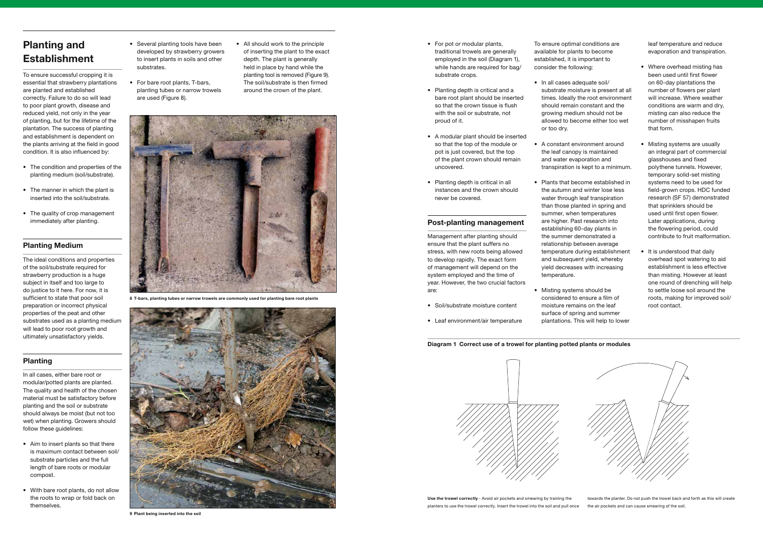# Planting and Establishment

To ensure successful cropping it is essential that strawberry plantations are planted and established correctly. Failure to do so will lead to poor plant growth, disease and reduced yield, not only in the year of planting, but for the lifetime of the plantation. The success of planting and establishment is dependent on the plants arriving at the field in good condition. It is also influenced by:

- The condition and properties of the planting medium (soil/substrate).
- The manner in which the plant is inserted into the soil/substrate.
- The quality of crop management immediately after planting.

## Planting Medium

The ideal conditions and properties of the soil/substrate required for strawberry production is a huge subject in itself and too large to do justice to it here. For now, it is sufficient to state that poor soil preparation or incorrect physical properties of the peat and other substrates used as a planting medium will lead to poor root growth and ultimately unsatisfactory yields.

## Planting

In all cases, either bare root or modular/potted plants are planted. The quality and health of the chosen material must be satisfactory before planting and the soil or substrate should always be moist (but not too wet) when planting. Growers should follow these guidelines:

- Aim to insert plants so that there is maximum contact between soil/substrate particles and the full length of bare roots or modular compost.
- With bare root plants, do not allow the roots to wrap or fold back on themselves.
- Several planting tools have been developed by strawberry growers to insert plants in soils and other substrates.
- For bare root plants, T-bars, planting tubes or narrow trowels are used (Figure 8).
- All should work to the principle of inserting the plant to the exact depth. The plant is generally held in place by hand while the planting tool is removed (Figure 9). The soil/substrate is then firmed around the crown of the plant.

**8** T-bars, planting tubes or narrow trowels are commonly used for planting bare root plants

**9** Plant being inserted into the soil

- For pot or modular plants, traditional trowels are generally employed in the soil (Diagram 1), while hands are required for bag/substrate crops.
- Planting depth is critical and a bare root plant should be inserted so that the crown tissue is flush with the soil or substrate, not proud of it.
- A modular plant should be inserted so that the top of the module or pot is just covered, but the top of the plant crown should remain uncovered.
- Planting depth is critical in all instances and the crown should never be covered.

## Post-planting management

Management after planting should ensure that the plant suffers no stress, with new roots being allowed to develop rapidly. The exact form of management will depend on the system employed and the time of year. However, the two crucial factors are:

- Soil/substrate moisture content
- Leaf environment/air temperature

To ensure optimal conditions are available for plants to become established, it is important to consider the following:

- In all cases adequate soil/substrate moisture is present at all times. Ideally the root environment should remain constant and the growing medium should not be allowed to become either too wet or too dry.
- A constant environment around the leaf canopy is maintained and water evaporation and transpiration is kept to a minimum.
- Plants that become established in the autumn and winter lose less water through leaf transpiration than those planted in spring and summer, when temperatures are higher. Past research into establishing 60-day plants in the summer demonstrated a relationship between average temperature during establishment and subsequent yield, whereby yield decreases with increasing temperature.
- Misting systems should be considered to ensure a film of moisture remains on the leaf surface of spring and summer plantations. This will help to lower leaf temperature and reduce evaporation and transpiration.
- Where overhead misting has been used until first flower on 60-day plantations the number of flowers per plant will increase. Where weather conditions are warm and dry, misting can also reduce the number of misshapen fruits that form.
- Misting systems are usually an integral part of commercial glasshouses and fixed polythene tunnels. However, temporary solid-set misting systems need to be used for field-grown crops. HDC funded research (SF 57) demonstrated that sprinklers should be used until first open flower. Later applications, during the flowering period, could contribute to fruit malformation.
- It is understood that daily overhead spot watering to aid establishment is less effective than misting. However at least one round of drenching will help to settle loose soil around the roots, making for improved soil/root contact.

**Diagram 1** Correct use of a trowel for planting potted plants or modules

**Use the trowel correctly** - Avoid air pockets and smearing by training the planters to use the trowel correctly. Insert the trowel into the soil and pull once towards the planter. Do not push the trowel back and forth as this will create the air pockets and can cause smearing of the soil.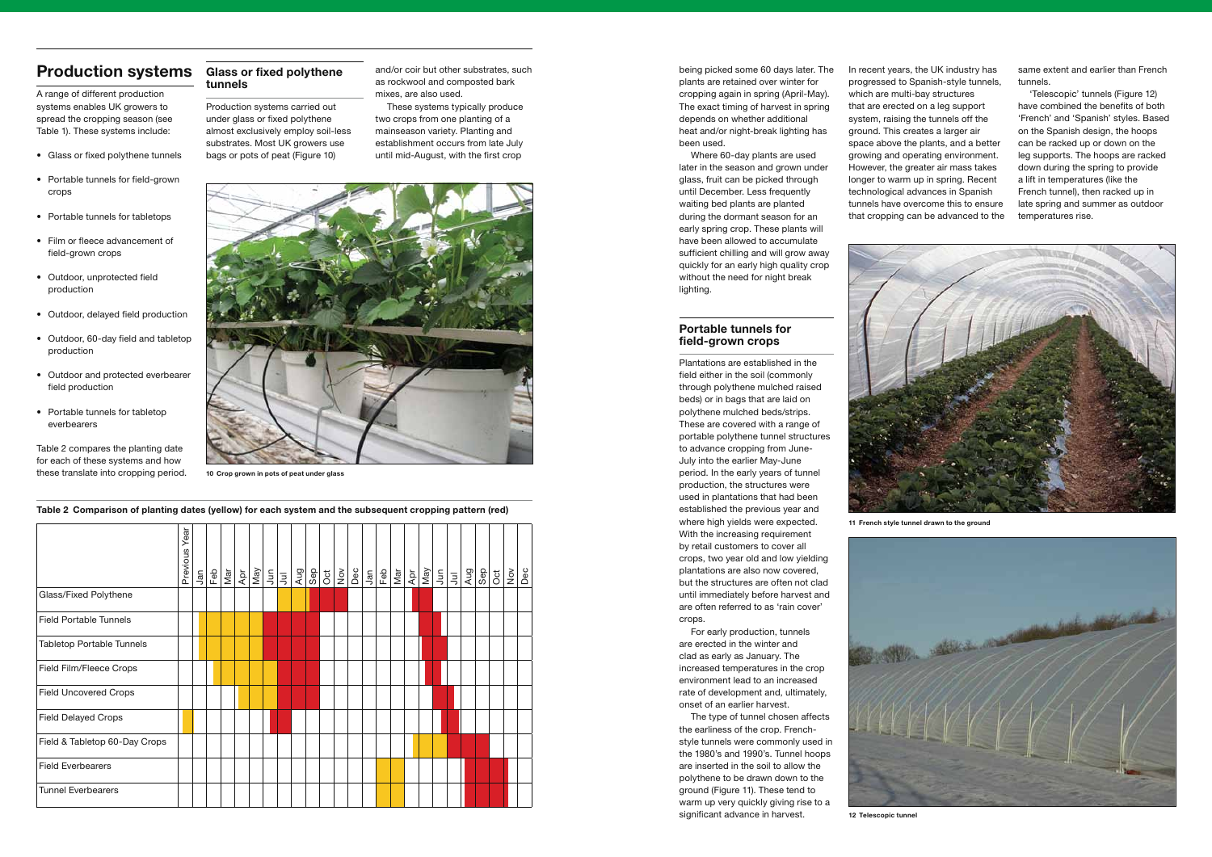## Production systems

A range of different production systems enables UK growers to spread the cropping season (see Table 1). These systems include:

- Glass or fixed polythene tunnels
- Portable tunnels for field-grown crops
- Portable tunnels for tabletops
- Film or fleece advancement of field-grown crops
- Outdoor, unprotected field production
- Outdoor, delayed field production
- Outdoor, 60-day field and tabletop production
- Outdoor and protected everbearer field production
- Portable tunnels for tabletop everbearers

Table 2 compares the planting date for each of these systems and how these translate into cropping period.

### Glass or fixed polythene tunnels

Production systems carried out under glass or fixed polythene almost exclusively employ soil-less substrates. Most UK growers use bags or pots of peat (Figure 10) and/or coir but other substrates, such as rockwool and composted bark mixes, are also used.

These systems typically produce two crops from one planting of a mainseason variety. Planting and establishment occurs from late July until mid-August, with the first crop being picked some 60 days later. The plants are retained over winter for cropping again in spring (April-May). The exact timing of harvest in spring depends on whether additional heat and/or night-break lighting has been used.

Where 60-day plants are used later in the season and grown under glass, fruit can be picked through until December. Less frequently waiting bed plants are planted during the dormant season for an early spring crop. These plants will have been allowed to accumulate sufficient chilling and will grow away quickly for an early high quality crop without the need for night break lighting.

10 Crop grown in pots of peat under glass

**Table 2 Comparison of planting dates (yellow) for each system and the subsequent cropping pattern (red)**

| | Previous Year | Jan | Feb | Mar | Apr | May | Jun | Jul | Aug | Sep | Oct | Nov | Dec | Jan | Feb | Mar | Apr | May | Jun | Jul | Aug | Sep | Oct | Nov | Dec |
|---|---|---|---|---|---|---|---|---|---|---|---|---|---|---|---|---|---|---|---|---|---|---|---|---|---|
| Glass/Fixed Polythene | | | | | | | | Y | Y | R | R | R | | | | | R | R | | | | | | | |
| Field Portable Tunnels | | Y | Y | Y | Y | Y | R | R | R | R | | | | | | | | R | R | | | | | | |
| Tabletop Portable Tunnels | | Y | Y | Y | Y | Y | R | R | R | R | | | | | | | | R | R | | | | | | |
| Field Film/Fleece Crops | | | Y | Y | Y | Y | Y | R | R | R | | | | | | | | R | R | | | | | | |
| Field Uncovered Crops | | | | | Y | Y | Y | R | R | R | | | | | | | | | R | R | | | | | |
| Field Delayed Crops | Y | | | | | | R | R | | | | | | | | | | | R | R | | | | | |
| Field & Tabletop 60-Day Crops | | | | | | | | | | | | | | | | | Y | Y | Y | R | R | R | | | |
| Field Everbearers | | | | | | | | | | | | | | | Y | Y | | | | | R | R | R | | |
| Tunnel Everbearers | | | | | | | | | | | | | | | Y | Y | | | | | R | R | R | | |

### Portable tunnels for field-grown crops

Plantations are established in the field either in the soil (commonly through polythene mulched raised beds) or in bags that are laid on polythene mulched beds/strips. These are covered with a range of portable polythene tunnel structures to advance cropping from June-July into the earlier May-June period. In the early years of tunnel production, the structures were used in plantations that had been established the previous year and where high yields were expected. With the increasing requirement by retail customers to cover all crops, two year old and low yielding plantations are also now covered, but the structures are often not clad until immediately before harvest and are often referred to as 'rain cover' crops.

For early production, tunnels are erected in the winter and clad as early as January. The increased temperatures in the crop environment lead to an increased rate of development and, ultimately, onset of an earlier harvest.

The type of tunnel chosen affects the earliness of the crop. French-style tunnels were commonly used in the 1980's and 1990's. Tunnel hoops are inserted in the soil to allow the polythene to be drawn down to the ground (Figure 11). These tend to warm up very quickly giving rise to a significant advance in harvest.

In recent years, the UK industry has progressed to Spanish-style tunnels, which are multi-bay structures that are erected on a leg support system, raising the tunnels off the ground. This creates a larger air space above the plants, and a better growing and operating environment. However, the greater air mass takes longer to warm up in spring. Recent technological advances in Spanish tunnels have overcome this to ensure that cropping can be advanced to the same extent and earlier than French tunnels.

'Telescopic' tunnels (Figure 12) have combined the benefits of both 'French' and 'Spanish' styles. Based on the Spanish design, the hoops can be racked up or down on the leg supports. The hoops are racked down during the spring to provide a lift in temperatures (like the French tunnel), then racked up in late spring and summer as outdoor temperatures rise.

11 French style tunnel drawn to the ground

12 Telescopic tunnel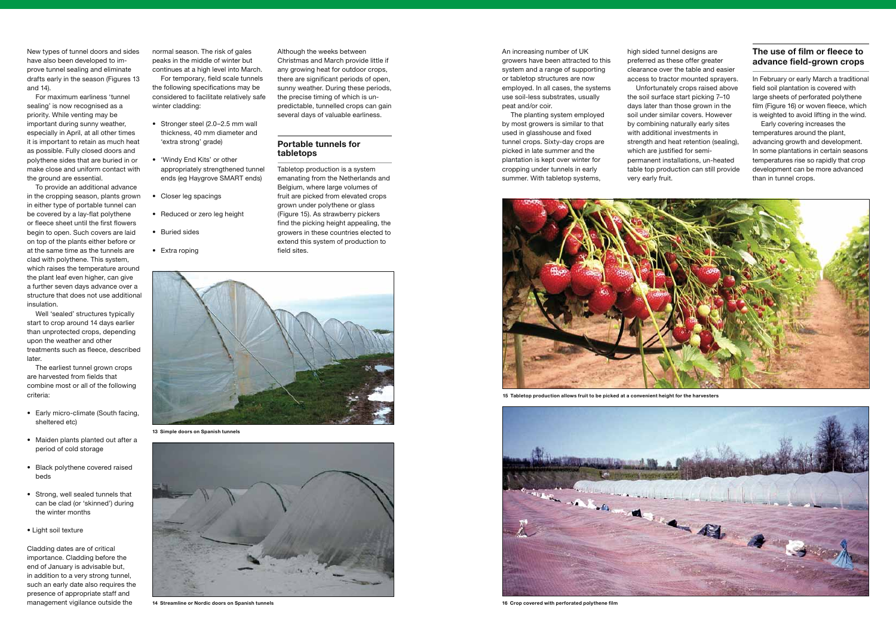New types of tunnel doors and sides have also been developed to improve tunnel sealing and eliminate drafts early in the season (Figures 13 and 14).

For maximum earliness 'tunnel sealing' is now recognised as a priority. While venting may be important during sunny weather, especially in April, at all other times it is important to retain as much heat as possible. Fully closed doors and polythene sides that are buried in or make close and uniform contact with the ground are essential.

To provide an additional advance in the cropping season, plants grown in either type of portable tunnel can be covered by a lay-flat polythene or fleece sheet until the first flowers begin to open. Such covers are laid on top of the plants either before or at the same time as the tunnels are clad with polythene. This system, which raises the temperature around the plant leaf even higher, can give a further seven days advance over a structure that does not use additional insulation.

Well 'sealed' structures typically start to crop around 14 days earlier than unprotected crops, depending upon the weather and other treatments such as fleece, described later.

The earliest tunnel grown crops are harvested from fields that combine most or all of the following criteria:

- Early micro-climate (South facing, sheltered etc)
- Maiden plants planted out after a period of cold storage
- Black polythene covered raised beds
- Strong, well sealed tunnels that can be clad (or 'skinned') during the winter months
- Light soil texture

Cladding dates are of critical importance. Cladding before the end of January is advisable but, in addition to a very strong tunnel, such an early date also requires the presence of appropriate staff and management vigilance outside the normal season. The risk of gales peaks in the middle of winter but continues at a high level into March.

For temporary, field scale tunnels the following specifications may be considered to facilitate relatively safe winter cladding:

- Stronger steel (2.0–2.5 mm wall thickness, 40 mm diameter and 'extra strong' grade)
- 'Windy End Kits' or other appropriately strengthened tunnel ends (eg Haygrove SMART ends)
- Closer leg spacings
- Reduced or zero leg height
- Buried sides
- Extra roping

Although the weeks between Christmas and March provide little if any growing heat for outdoor crops, there are significant periods of open, sunny weather. During these periods, the precise timing of which is unpredictable, tunnelled crops can gain several days of valuable earliness.

13 Simple doors on Spanish tunnels

14 Streamline or Nordic doors on Spanish tunnels

## Portable tunnels for tabletops

Tabletop production is a system emanating from the Netherlands and Belgium, where large volumes of fruit are picked from elevated crops grown under polythene or glass (Figure 15). As strawberry pickers find the picking height appealing, the growers in these countries elected to extend this system of production to field sites.

An increasing number of UK growers have been attracted to this system and a range of supporting or tabletop structures are now employed. In all cases, the systems use soil-less substrates, usually peat and/or coir.

The planting system employed by most growers is similar to that used in glasshouse and fixed tunnel crops. Sixty-day crops are picked in late summer and the plantation is kept over winter for cropping under tunnels in early summer. With tabletop systems, high sided tunnel designs are preferred as these offer greater clearance over the table and easier access to tractor mounted sprayers.

Unfortunately crops raised above the soil surface start picking 7–10 days later than those grown in the soil under similar covers. However by combining naturally early sites with additional investments in strength and heat retention (sealing), which are justified for semi-permanent installations, un-heated table top production can still provide very early fruit.

## The use of film or fleece to advance field-grown crops

In February or early March a traditional field soil plantation is covered with large sheets of perforated polythene film (Figure 16) or woven fleece, which is weighted to avoid lifting in the wind.

Early covering increases the temperatures around the plant, advancing growth and development. In some plantations in certain seasons temperatures rise so rapidly that crop development can be more advanced than in tunnel crops.

15 Tabletop production allows fruit to be picked at a convenient height for the harvesters

16 Crop covered with perforated polythene film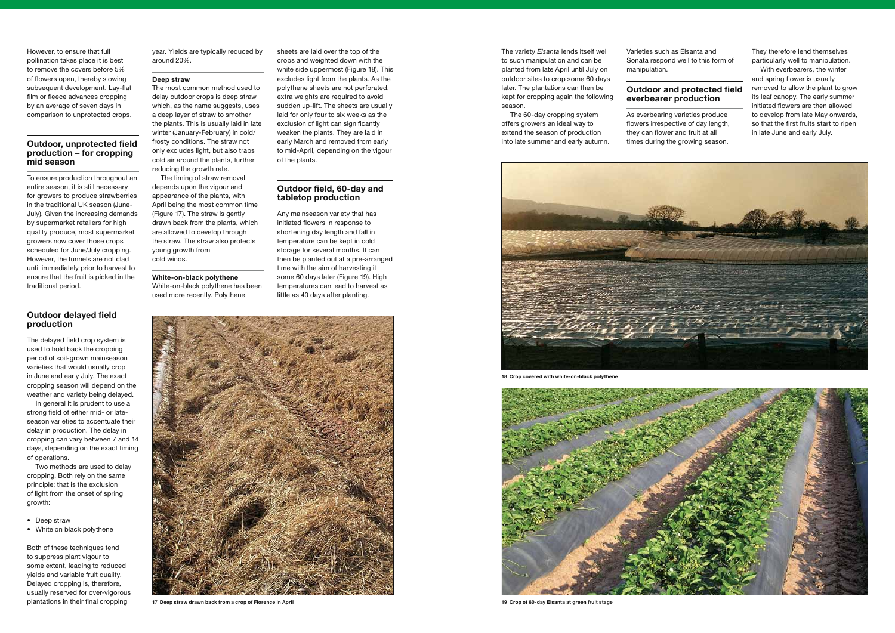However, to ensure that full pollination takes place it is best to remove the covers before 5% of flowers open, thereby slowing subsequent development. Lay-flat film or fleece advances cropping by an average of seven days in comparison to unprotected crops.

## Outdoor, unprotected field production – for cropping mid season

To ensure production throughout an entire season, it is still necessary for growers to produce strawberries in the traditional UK season (June-July). Given the increasing demands by supermarket retailers for high quality produce, most supermarket growers now cover those crops scheduled for June/July cropping. However, the tunnels are not clad until immediately prior to harvest to ensure that the fruit is picked in the traditional period.

## Outdoor delayed field production

The delayed field crop system is used to hold back the cropping period of soil-grown mainseason varieties that would usually crop in June and early July. The exact cropping season will depend on the weather and variety being delayed.

In general it is prudent to use a strong field of either mid- or late-season varieties to accentuate their delay in production. The delay in cropping can vary between 7 and 14 days, depending on the exact timing of operations.

Two methods are used to delay cropping. Both rely on the same principle; that is the exclusion of light from the onset of spring growth:

- Deep straw
- White on black polythene

Both of these techniques tend to suppress plant vigour to some extent, leading to reduced yields and variable fruit quality. Delayed cropping is, therefore, usually reserved for over-vigorous plantations in their final cropping year. Yields are typically reduced by around 20%.

### Deep straw

The most common method used to delay outdoor crops is deep straw which, as the name suggests, uses a deep layer of straw to smother the plants. This is usually laid in late winter (January-February) in cold/frosty conditions. The straw not only excludes light, but also traps cold air around the plants, further reducing the growth rate.

The timing of straw removal depends upon the vigour and appearance of the plants, with April being the most common time (Figure 17). The straw is gently drawn back from the plants, which are allowed to develop through the straw. The straw also protects young growth from cold winds.

### White-on-black polythene

White-on-black polythene has been used more recently. Polythene sheets are laid over the top of the crops and weighted down with the white side uppermost (Figure 18). This excludes light from the plants. As the polythene sheets are not perforated, extra weights are required to avoid sudden up-lift. The sheets are usually laid for only four to six weeks as the exclusion of light can significantly weaken the plants. They are laid in early March and removed from early to mid-April, depending on the vigour of the plants.

17 Deep straw drawn back from a crop of Florence in April

## Outdoor field, 60-day and tabletop production

Any mainseason variety that has initiated flowers in response to shortening day length and fall in temperature can be kept in cold storage for several months. It can then be planted out at a pre-arranged time with the aim of harvesting it some 60 days later (Figure 19). High temperatures can lead to harvest as little as 40 days after planting.

The variety *Elsanta* lends itself well to such manipulation and can be planted from late April until July on outdoor sites to crop some 60 days later. The plantations can then be kept for cropping again the following season.

The 60-day cropping system offers growers an ideal way to extend the season of production into late summer and early autumn. Varieties such as Elsanta and Sonata respond well to this form of manipulation.

## Outdoor and protected field everbearer production

As everbearing varieties produce flowers irrespective of day length, they can flower and fruit at all times during the growing season. They therefore lend themselves particularly well to manipulation.

With everbearers, the winter and spring flower is usually removed to allow the plant to grow its leaf canopy. The early summer initiated flowers are then allowed to develop from late May onwards, so that the first fruits start to ripen in late June and early July.

18 Crop covered with white-on-black polythene

19 Crop of 60-day Elsanta at green fruit stage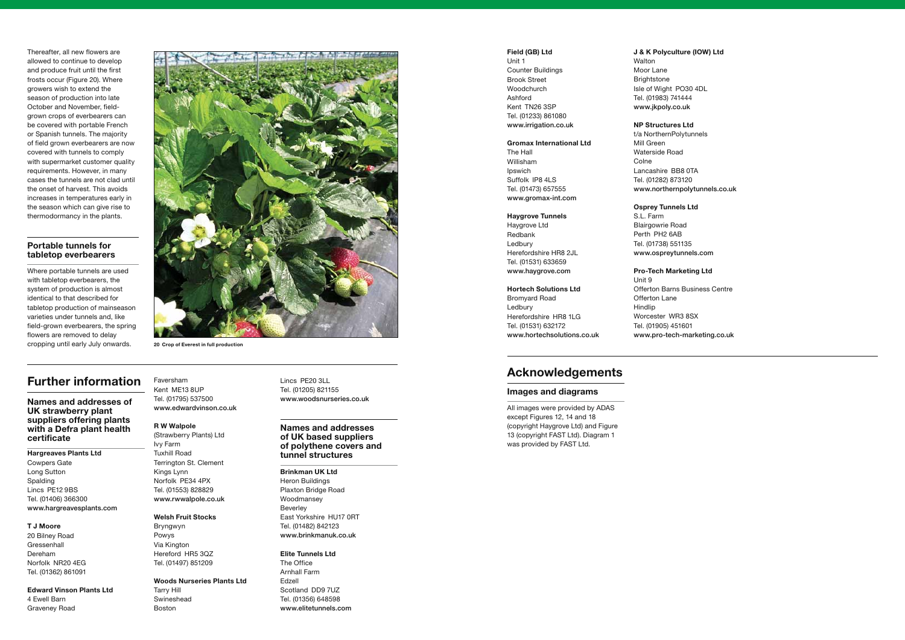Thereafter, all new flowers are allowed to continue to develop and produce fruit until the first frosts occur (Figure 20). Where growers wish to extend the season of production into late October and November, field-grown crops of everbearers can be covered with portable French or Spanish tunnels. The majority of field grown everbearers are now covered with tunnels to comply with supermarket customer quality requirements. However, in many cases the tunnels are not clad until the onset of harvest. This avoids increases in temperatures early in the season which can give rise to thermodormancy in the plants.

### Portable tunnels for tabletop everbearers

Where portable tunnels are used with tabletop everbearers, the system of production is almost identical to that described for tabletop production of mainseason varieties under tunnels and, like field-grown everbearers, the spring flowers are removed to delay cropping until early July onwards.

**20 Crop of Everest in full production**

**Field (GB) Ltd**
Unit 1
Counter Buildings
Brook Street
Woodchurch
Ashford
Kent TN26 3SP
Tel. (01233) 861080
**www.irrigation.co.uk**

**Gromax International Ltd**
The Hall
Willisham
Ipswich
Suffolk IP8 4LS
Tel. (01473) 657555
**www.gromax-int.com**

**Haygrove Tunnels**
Haygrove Ltd
Redbank
Ledbury
Herefordshire HR8 2JL
Tel. (01531) 633659
**www.haygrove.com**

**Hortech Solutions Ltd**
Bromyard Road
Ledbury
Herefordshire HR8 1LG
Tel. (01531) 632172
**www.hortechsolutions.co.uk**

**J & K Polyculture (IOW) Ltd**
Walton
Moor Lane
Brightstone
Isle of Wight PO30 4DL
Tel. (01983) 741444
**www.jkpoly.co.uk**

**NP Structures Ltd**
t/a NorthernPolytunnels
Mill Green
Waterside Road
Colne
Lancashire BB8 0TA
Tel. (01282) 873120
**www.northernpolytunnels.co.uk**

**Osprey Tunnels Ltd**
S.L. Farm
Blairgowrie Road
Perth PH2 6AB
Tel. (01738) 551135
**www.ospreytunnels.com**

**Pro-Tech Marketing Ltd**
Unit 9
Offerton Barns Business Centre
Offerton Lane
Hindlip
Worcester WR3 8SX
Tel. (01905) 451601
**www.pro-tech-marketing.co.uk**

## Further information

### Names and addresses of UK strawberry plant suppliers offering plants with a Defra plant health certificate

**Hargreaves Plants Ltd**
Cowpers Gate
Long Sutton
Spalding
Lincs PE12 9BS
Tel. (01406) 366300
**www.hargreavesplants.com**

**T J Moore**
20 Bilney Road
Gressenhall
Dereham
Norfolk NR20 4EG
Tel. (01362) 861091

**Edward Vinson Plants Ltd**
4 Ewell Barn
Graveney Road
Faversham
Kent ME13 8UP
Tel. (01795) 537500
**www.edwardvinson.co.uk**

**R W Walpole**
(Strawberry Plants) Ltd
Ivy Farm
Tuxhill Road
Terrington St. Clement
Kings Lynn
Norfolk PE34 4PX
Tel. (01553) 828829
**www.rwwalpole.co.uk**

**Welsh Fruit Stocks**
Bryngwyn
Powys
Via Kington
Hereford HR5 3QZ
Tel. (01497) 851209

**Woods Nurseries Plants Ltd**
Tarry Hill
Swineshead
Boston
Lincs PE20 3LL
Tel. (01205) 821155
**www.woodsnurseries.co.uk**

### Names and addresses of UK based suppliers of polythene covers and tunnel structures

**Brinkman UK Ltd**
Heron Buildings
Plaxton Bridge Road
Woodmansey
Beverley
East Yorkshire HU17 0RT
Tel. (01482) 842123
**www.brinkmanuk.co.uk**

**Elite Tunnels Ltd**
The Office
Arnhall Farm
Edzell
Scotland DD9 7UZ
Tel. (01356) 648598
**www.elitetunnels.com**

## Acknowledgements

### Images and diagrams

All images were provided by ADAS except Figures 12, 14 and 18 (copyright Haygrove Ltd) and Figure 13 (copyright FAST Ltd). Diagram 1 was provided by FAST Ltd.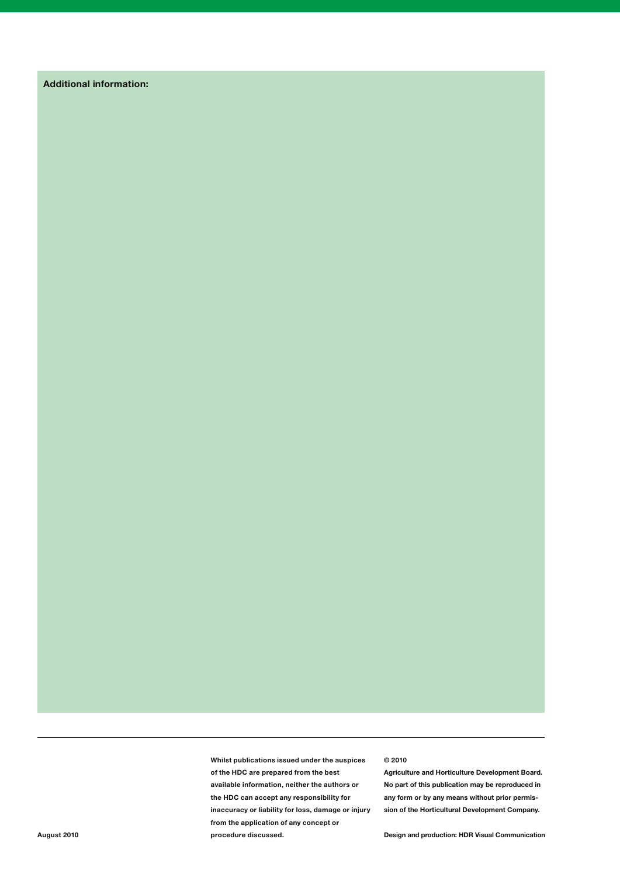**Additional information:**

August 2010

**Whilst publications issued under the auspices of the HDC are prepared from the best available information, neither the authors or the HDC can accept any responsibility for inaccuracy or liability for loss, damage or injury from the application of any concept or procedure discussed.**

**© 2010**

**Agriculture and Horticulture Development Board. No part of this publication may be reproduced in any form or by any means without prior permission of the Horticultural Development Company.**

**Design and production: HDR Visual Communication**